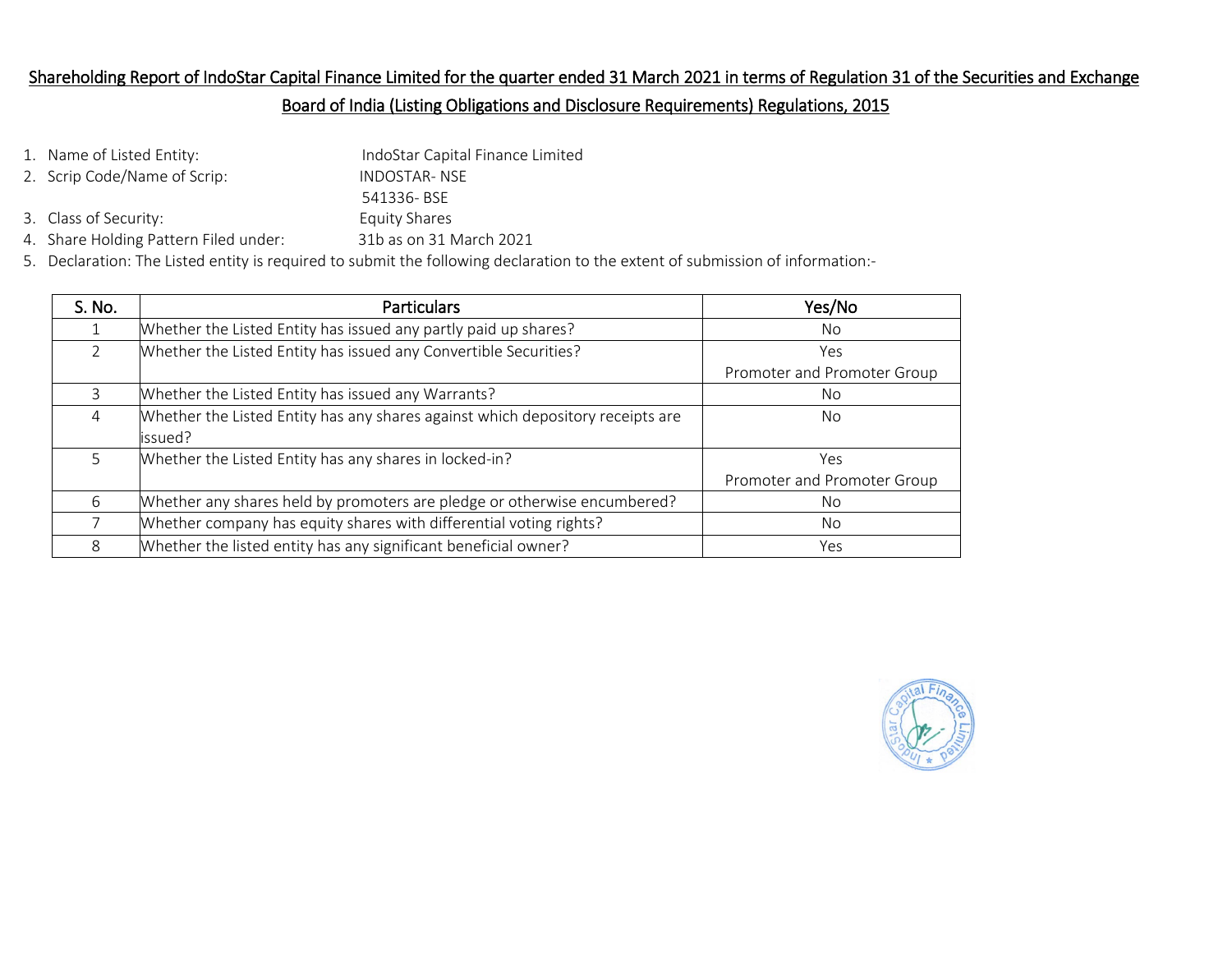## Shareholding Report of IndoStar Capital Finance Limited for the quarter ended 31 March 2021 in terms of Regulation 31 of the Securities and Exchange Board of India (Listing Obligations and Disclosure Requirements) Regulations, 2015

1. Name of Listed Entity: IndoStar Capital Finance Limited
2. Scrip Code/Name of Scrip: INDOSTAR- NSE
   541336- BSE
3. Class of Security: Equity Shares
4. Share Holding Pattern Filed under: 31b as on 31 March 2021
5. Declaration: The Listed entity is required to submit the following declaration to the extent of submission of information:-

| S. No. | Particulars | Yes/No |
|---|---|---|
| 1 | Whether the Listed Entity has issued any partly paid up shares? | No |
| 2 | Whether the Listed Entity has issued any Convertible Securities? | Yes Promoter and Promoter Group |
| 3 | Whether the Listed Entity has issued any Warrants? | No |
| 4 | Whether the Listed Entity has any shares against which depository receipts are issued? | No |
| 5 | Whether the Listed Entity has any shares in locked-in? | Yes Promoter and Promoter Group |
| 6 | Whether any shares held by promoters are pledge or otherwise encumbered? | No |
| 7 | Whether company has equity shares with differential voting rights? | No |
| 8 | Whether the listed entity has any significant beneficial owner? | Yes |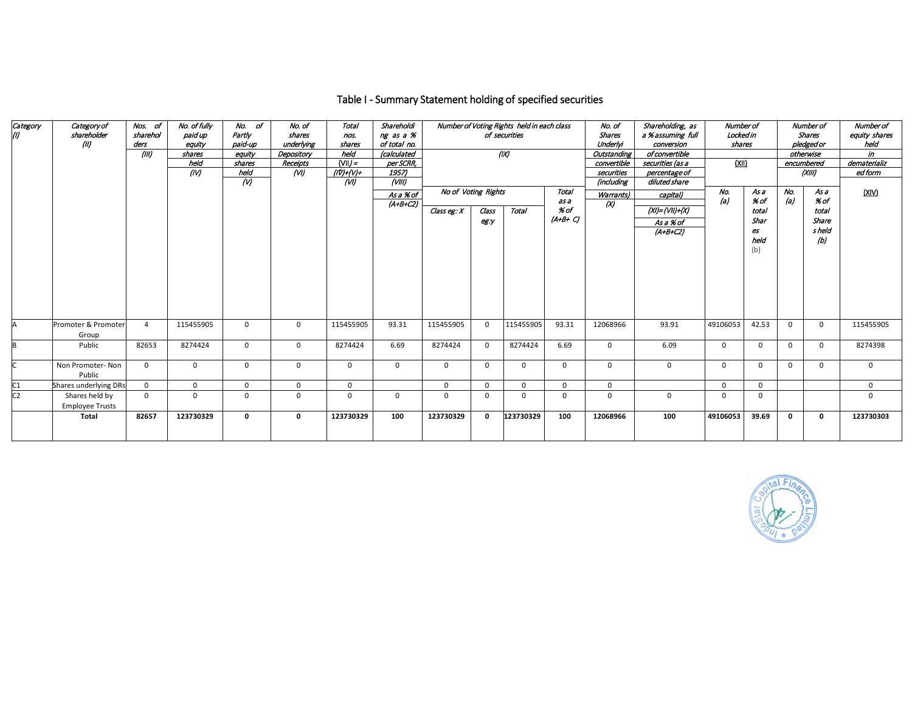# Table I - Summary Statement holding of specified securities

| Category (I) | Category of shareholder (II) | Nos. of shareholders (III) | No. of fully paid up equity shares held (IV) | No. of Partly paid-up equity shares held (V) | No. of shares underlying Depository Receipts (VI) | Total nos. shares held (VII) = (IV)+(V)+ (VI) | Shareholding as a % of total no. (calculated per SCRR, 1957) (VIII) As a % of (A+B+C2) | Number of Voting Rights held in each class of securities (IX) | | | | No. of Shares Underlying Outstanding convertible securities (including Warrants) (X) | Shareholding, as a % assuming full conversion of convertible securities (as a percentage of diluted share capital) (XI)= (VII)+(X) As a % of (A+B+C2) | Number of Locked in shares (XII) | | Number of Shares pledged or otherwise encumbered (XIII) | | Number of equity shares held in dematerialized form (XIV) |
|---|---|---|---|---|---|---|---|---|---|---|---|---|---|---|---|---|---|---|
| | | | | | | | | No of Voting Rights | | | Total as a % of (A+B+ C) | | | No. (a) | As a % of total Shares held (b) | No. (a) | As a % of total Shares held (b) | |
| | | | | | | | | Class eg: X | Class eg:y | Total | | | | | | | | |
| A | Promoter & Promoter Group | 4 | 115455905 | 0 | 0 | 115455905 | 93.31 | 115455905 | 0 | 115455905 | 93.31 | 12068966 | 93.91 | 49106053 | 42.53 | 0 | 0 | 115455905 |
| B | Public | 82653 | 8274424 | 0 | 0 | 8274424 | 6.69 | 8274424 | 0 | 8274424 | 6.69 | 0 | 6.09 | 0 | 0 | 0 | 0 | 8274398 |
| C | Non Promoter- Non Public | 0 | 0 | 0 | 0 | 0 | 0 | 0 | 0 | 0 | 0 | 0 | 0 | 0 | 0 | 0 | 0 | 0 |
| C1 | Shares underlying DRs | 0 | 0 | 0 | 0 | 0 | | 0 | 0 | 0 | 0 | 0 | | 0 | 0 | | | 0 |
| C2 | Shares held by Employee Trusts | 0 | 0 | 0 | 0 | 0 | 0 | 0 | 0 | 0 | 0 | 0 | 0 | 0 | 0 | | | 0 |
| | **Total** | **82657** | **123730329** | **0** | **0** | **123730329** | **100** | **123730329** | **0** | **123730329** | **100** | **12068966** | **100** | **49106053** | **39.69** | **0** | **0** | **123730303** |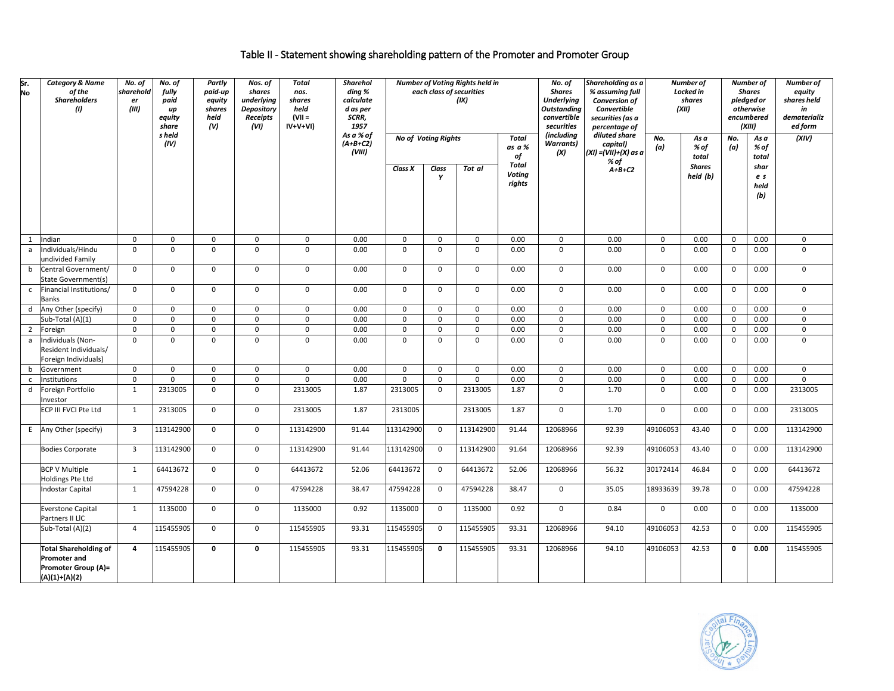# Table II - Statement showing shareholding pattern of the Promoter and Promoter Group

| Sr. No | Category & Name of the Shareholders (I) | No. of shareholder (III) | No. of fully paid up equity shares held (IV) | Partly paid-up equity shares held (V) | Nos. of shares underlying Depository Receipts (VI) | Total nos. shares held (VII = IV+V+VI) | Shareholding % calculated as per SCRR, 1957 As a % of (A+B+C2) (VIII) | Number of Voting Rights held in each class of securities (IX) | | | | No. of Shares Underlying Outstanding convertible securities (including Warrants) (X) | Shareholding as a % assuming full Conversion of Convertible securities (as a percentage of diluted share capital) (XI) =(VII)+(X) as a % of A+B+C2 | Number of Locked in shares (XII) | | Number of Shares pledged or otherwise encumbered (XIII) | | Number of equity shares held in dematerialized form (XIV) |
|---|---|---|---|---|---|---|---|---|---|---|---|---|---|---|---|---|---|---|
| | | | | | | | | No of Voting Rights | | | Total as a % of Total Voting rights | | | No. (a) | As a % of total Shares held (b) | No. (a) | As a % of total shares held (b) | |
| | | | | | | | | Class X | Class Y | Total | | | | | | | | |
| 1 | Indian | 0 | 0 | 0 | 0 | 0 | 0.00 | 0 | 0 | 0 | 0.00 | 0 | 0.00 | 0 | 0.00 | 0 | 0.00 | 0 |
| a | Individuals/Hindu undivided Family | 0 | 0 | 0 | 0 | 0 | 0.00 | 0 | 0 | 0 | 0.00 | 0 | 0.00 | 0 | 0.00 | 0 | 0.00 | 0 |
| b | Central Government/ State Government(s) | 0 | 0 | 0 | 0 | 0 | 0.00 | 0 | 0 | 0 | 0.00 | 0 | 0.00 | 0 | 0.00 | 0 | 0.00 | 0 |
| c | Financial Institutions/ Banks | 0 | 0 | 0 | 0 | 0 | 0.00 | 0 | 0 | 0 | 0.00 | 0 | 0.00 | 0 | 0.00 | 0 | 0.00 | 0 |
| d | Any Other (specify) | 0 | 0 | 0 | 0 | 0 | 0.00 | 0 | 0 | 0 | 0.00 | 0 | 0.00 | 0 | 0.00 | 0 | 0.00 | 0 |
| | Sub-Total (A)(1) | 0 | 0 | 0 | 0 | 0 | 0.00 | 0 | 0 | 0 | 0.00 | 0 | 0.00 | 0 | 0.00 | 0 | 0.00 | 0 |
| 2 | Foreign | 0 | 0 | 0 | 0 | 0 | 0.00 | 0 | 0 | 0 | 0.00 | 0 | 0.00 | 0 | 0.00 | 0 | 0.00 | 0 |
| a | Individuals (Non-Resident Individuals/ Foreign Individuals) | 0 | 0 | 0 | 0 | 0 | 0.00 | 0 | 0 | 0 | 0.00 | 0 | 0.00 | 0 | 0.00 | 0 | 0.00 | 0 |
| b | Government | 0 | 0 | 0 | 0 | 0 | 0.00 | 0 | 0 | 0 | 0.00 | 0 | 0.00 | 0 | 0.00 | 0 | 0.00 | 0 |
| c | Institutions | 0 | 0 | 0 | 0 | 0 | 0.00 | 0 | 0 | 0 | 0.00 | 0 | 0.00 | 0 | 0.00 | 0 | 0.00 | 0 |
| d | Foreign Portfolio Investor | 1 | 2313005 | 0 | 0 | 2313005 | 1.87 | 2313005 | 0 | 2313005 | 1.87 | 0 | 1.70 | 0 | 0.00 | 0 | 0.00 | 2313005 |
| | ECP III FVCI Pte Ltd | 1 | 2313005 | 0 | 0 | 2313005 | 1.87 | 2313005 | | 2313005 | 1.87 | 0 | 1.70 | 0 | 0.00 | 0 | 0.00 | 2313005 |
| E | Any Other (specify) | 3 | 113142900 | 0 | 0 | 113142900 | 91.44 | 113142900 | 0 | 113142900 | 91.44 | 12068966 | 92.39 | 49106053 | 43.40 | 0 | 0.00 | 113142900 |
| | Bodies Corporate | 3 | 113142900 | 0 | 0 | 113142900 | 91.44 | 113142900 | 0 | 113142900 | 91.64 | 12068966 | 92.39 | 49106053 | 43.40 | 0 | 0.00 | 113142900 |
| | BCP V Multiple Holdings Pte Ltd | 1 | 64413672 | 0 | 0 | 64413672 | 52.06 | 64413672 | 0 | 64413672 | 52.06 | 12068966 | 56.32 | 30172414 | 46.84 | 0 | 0.00 | 64413672 |
| | Indostar Capital | 1 | 47594228 | 0 | 0 | 47594228 | 38.47 | 47594228 | 0 | 47594228 | 38.47 | 0 | 35.05 | 18933639 | 39.78 | 0 | 0.00 | 47594228 |
| | Everstone Capital Partners II LlC | 1 | 1135000 | 0 | 0 | 1135000 | 0.92 | 1135000 | 0 | 1135000 | 0.92 | 0 | 0.84 | 0 | 0.00 | 0 | 0.00 | 1135000 |
| | Sub-Total (A)(2) | 4 | 115455905 | 0 | 0 | 115455905 | 93.31 | 115455905 | 0 | 115455905 | 93.31 | 12068966 | 94.10 | 49106053 | 42.53 | 0 | 0.00 | 115455905 |
| | **Total Shareholding of Promoter and Promoter Group (A)= (A)(1)+(A)(2)** | **4** | 115455905 | **0** | **0** | 115455905 | 93.31 | 115455905 | **0** | 115455905 | 93.31 | 12068966 | 94.10 | 49106053 | 42.53 | **0** | **0.00** | 115455905 |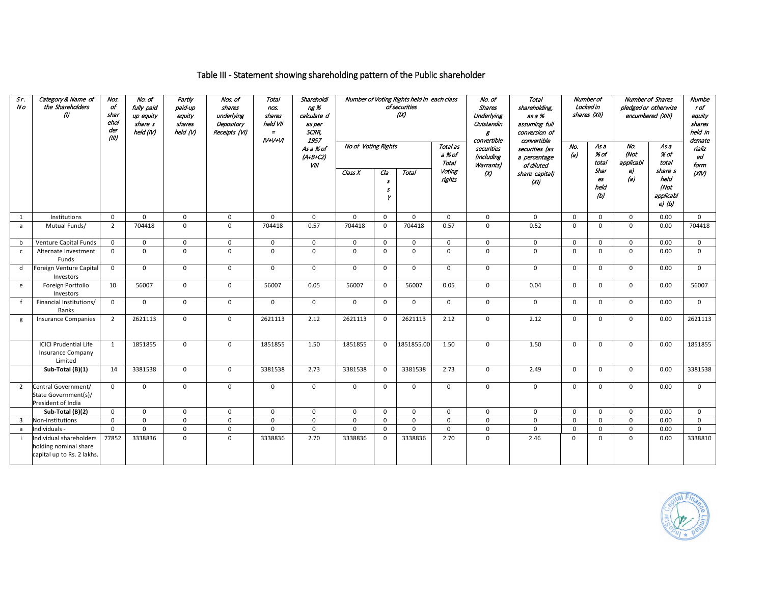# Table III - Statement showing shareholding pattern of the Public shareholder

| Sr. No | Category & Name of the Shareholders (I) | Nos. of shareholder (III) | No. of fully paid up equity share s held (IV) | Partly paid-up equity shares held (V) | Nos. of shares underlying Depository Receipts (VI) | Total nos. shares held VII = IV+V+VI | Shareholding % calculate d as per SCRR, 1957 As a % of (A+B+C2) VIII | Number of Voting Rights held in each class of securities (IX) | | | | No. of Shares Underlying Outstanding convertible securities (including Warrants) (X) | Total shareholding, as a % assuming full conversion of convertible securities (as a percentage of diluted share capital) (XI) | Number of Locked in shares (XII) | | Number of Shares pledged or otherwise encumbered (XIII) | | Number of equity shares held in dematerialized form (XIV) |
|---|---|---|---|---|---|---|---|---|---|---|---|---|---|---|---|---|---|---|
| | | | | | | | | No of Voting Rights | | | Total as a % of Total Voting rights | | | No. (a) | As a % of total Shares held (b) | No. (Not applicable) (a) | As a % of total share s held (Not applicable) (b) | |
| | | | | | | | | Class X | Class Y | Total | | | | | | | | |
| 1 | Institutions | 0 | 0 | 0 | 0 | 0 | 0 | 0 | 0 | 0 | 0 | 0 | 0 | 0 | 0 | 0 | 0.00 | 0 |
| a | Mutual Funds/ | 2 | 704418 | 0 | 0 | 704418 | 0.57 | 704418 | 0 | 704418 | 0.57 | 0 | 0.52 | 0 | 0 | 0 | 0.00 | 704418 |
| b | Venture Capital Funds | 0 | 0 | 0 | 0 | 0 | 0 | 0 | 0 | 0 | 0 | 0 | 0 | 0 | 0 | 0 | 0.00 | 0 |
| c | Alternate Investment Funds | 0 | 0 | 0 | 0 | 0 | 0 | 0 | 0 | 0 | 0 | 0 | 0 | 0 | 0 | 0 | 0.00 | 0 |
| d | Foreign Venture Capital Investors | 0 | 0 | 0 | 0 | 0 | 0 | 0 | 0 | 0 | 0 | 0 | 0 | 0 | 0 | 0 | 0.00 | 0 |
| e | Foreign Portfolio Investors | 10 | 56007 | 0 | 0 | 56007 | 0.05 | 56007 | 0 | 56007 | 0.05 | 0 | 0.04 | 0 | 0 | 0 | 0.00 | 56007 |
| f | Financial Institutions/ Banks | 0 | 0 | 0 | 0 | 0 | 0 | 0 | 0 | 0 | 0 | 0 | 0 | 0 | 0 | 0 | 0.00 | 0 |
| g | Insurance Companies | 2 | 2621113 | 0 | 0 | 2621113 | 2.12 | 2621113 | 0 | 2621113 | 2.12 | 0 | 2.12 | 0 | 0 | 0 | 0.00 | 2621113 |
| | ICICI Prudential Life Insurance Company Limited | 1 | 1851855 | 0 | 0 | 1851855 | 1.50 | 1851855 | 0 | 1851855.00 | 1.50 | 0 | 1.50 | 0 | 0 | 0 | 0.00 | 1851855 |
| | **Sub-Total (B)(1)** | 14 | 3381538 | 0 | 0 | 3381538 | 2.73 | 3381538 | 0 | 3381538 | 2.73 | 0 | 2.49 | 0 | 0 | 0 | 0.00 | 3381538 |
| 2 | Central Government/ State Government(s)/ President of India | 0 | 0 | 0 | 0 | 0 | 0 | 0 | 0 | 0 | 0 | 0 | 0 | 0 | 0 | 0 | 0.00 | 0 |
| | **Sub-Total (B)(2)** | 0 | 0 | 0 | 0 | 0 | 0 | 0 | 0 | 0 | 0 | 0 | 0 | 0 | 0 | 0 | 0.00 | 0 |
| 3 | Non-institutions | 0 | 0 | 0 | 0 | 0 | 0 | 0 | 0 | 0 | 0 | 0 | 0 | 0 | 0 | 0 | 0.00 | 0 |
| a | Individuals - | 0 | 0 | 0 | 0 | 0 | 0 | 0 | 0 | 0 | 0 | 0 | 0 | 0 | 0 | 0 | 0.00 | 0 |
| i | Individual shareholders holding nominal share capital up to Rs. 2 lakhs. | 77852 | 3338836 | 0 | 0 | 3338836 | 2.70 | 3338836 | 0 | 3338836 | 2.70 | 0 | 2.46 | 0 | 0 | 0 | 0.00 | 3338810 |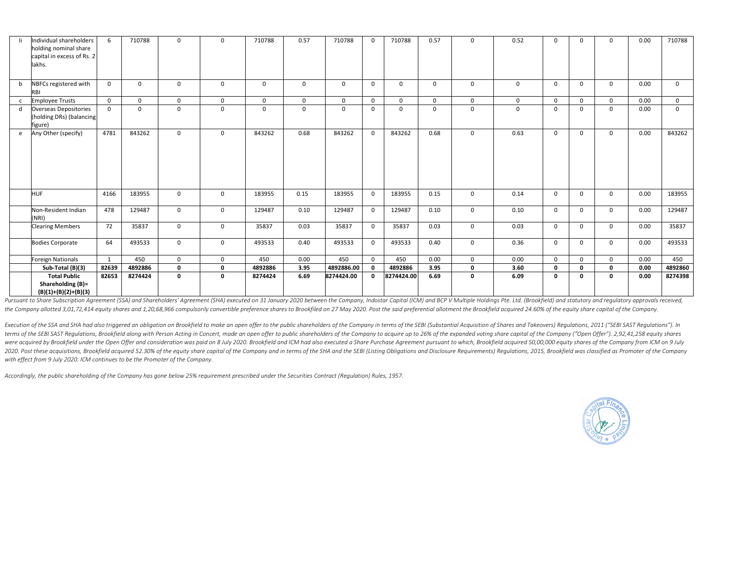| Ii | Individual shareholders holding nominal share capital in excess of Rs. 2 lakhs. | 6 | 710788 | 0 | 0 | 710788 | 0.57 | 710788 | 0 | 710788 | 0.57 | 0 | 0.52 | 0 | 0 | 0 | 0.00 | 710788 |
|---|---|---|---|---|---|---|---|---|---|---|---|---|---|---|---|---|---|---|
| b | NBFCs registered with RBI | 0 | 0 | 0 | 0 | 0 | 0 | 0 | 0 | 0 | 0 | 0 | 0 | 0 | 0 | 0 | 0.00 | 0 |
| c | Employee Trusts | 0 | 0 | 0 | 0 | 0 | 0 | 0 | 0 | 0 | 0 | 0 | 0 | 0 | 0 | 0 | 0.00 | 0 |
| d | Overseas Depositories (holding DRs) (balancing figure) | 0 | 0 | 0 | 0 | 0 | 0 | 0 | 0 | 0 | 0 | 0 | 0 | 0 | 0 | 0 | 0.00 | 0 |
| e | Any Other (specify) | 4781 | 843262 | 0 | 0 | 843262 | 0.68 | 843262 | 0 | 843262 | 0.68 | 0 | 0.63 | 0 | 0 | 0 | 0.00 | 843262 |
| | HUF | 4166 | 183955 | 0 | 0 | 183955 | 0.15 | 183955 | 0 | 183955 | 0.15 | 0 | 0.14 | 0 | 0 | 0 | 0.00 | 183955 |
| | Non-Resident Indian (NRI) | 478 | 129487 | 0 | 0 | 129487 | 0.10 | 129487 | 0 | 129487 | 0.10 | 0 | 0.10 | 0 | 0 | 0 | 0.00 | 129487 |
| | Clearing Members | 72 | 35837 | 0 | 0 | 35837 | 0.03 | 35837 | 0 | 35837 | 0.03 | 0 | 0.03 | 0 | 0 | 0 | 0.00 | 35837 |
| | Bodies Corporate | 64 | 493533 | 0 | 0 | 493533 | 0.40 | 493533 | 0 | 493533 | 0.40 | 0 | 0.36 | 0 | 0 | 0 | 0.00 | 493533 |
| | Foreign Nationals | 1 | 450 | 0 | 0 | 450 | 0.00 | 450 | 0 | 450 | 0.00 | 0 | 0.00 | 0 | 0 | 0 | 0.00 | 450 |
| | **Sub-Total (B)(3)** | **82639** | **4892886** | **0** | **0** | **4892886** | **3.95** | **4892886.00** | **0** | **4892886** | **3.95** | **0** | **3.60** | **0** | **0** | **0** | **0.00** | **4892860** |
| | **Total Public Shareholding (B)= (B)(1)+(B)(2)+(B)(3)** | **82653** | **8274424** | **0** | **0** | **8274424** | **6.69** | **8274424.00** | **0** | **8274424.00** | **6.69** | **0** | **6.09** | **0** | **0** | **0** | **0.00** | **8274398** |

*Pursuant to Share Subscription Agreement (SSA) and Shareholders' Agreement (SHA) executed on 31 January 2020 between the Company, Indostar Capital (ICM) and BCP V Multiple Holdings Pte. Ltd. (Brookfield) and statutory and regulatory approvals received, the Company allotted 3,01,72,414 equity shares and 1,20,68,966 compulsorily convertible preference shares to Brookfiled on 27 May 2020. Post the said preferential allotment the Brookfield acquired 24.60% of the equity share capital of the Company.*

*Execution of the SSA and SHA had also triggered an obligation on Brookfield to make an open offer to the public shareholders of the Company in terms of the SEBI (Substantial Acquisition of Shares and Takeovers) Regulations, 2011 ("SEBI SAST Regulations"). In terms of the SEBI SAST Regulations, Brookfield along with Person Acting in Concert, made an open offer to public shareholders of the Company to acquire up to 26% of the expanded voting share capital of the Company ("Open Offer"). 2,92,41,258 equity shares were acquired by Brookfield under the Open Offer and consideration was paid on 8 July 2020. Brookfield and ICM had also executed a Share Purchase Agreement pursuant to which, Brookfield acquired 50,00,000 equity shares of the Company from ICM on 9 July 2020. Post these acquisitions, Brookfield acquired 52.30% of the equity share capital of the Company and in terms of the SHA and the SEBI (Listing Obligations and Disclosure Requirements) Regulations, 2015, Brookfield was classified as Promoter of the Company with effect from 9 July 2020. ICM continues to be the Promoter of the Company.*

*Accordingly, the public shareholding of the Company has gone below 25% requirement prescribed under the Securities Contract (Regulation) Rules, 1957.*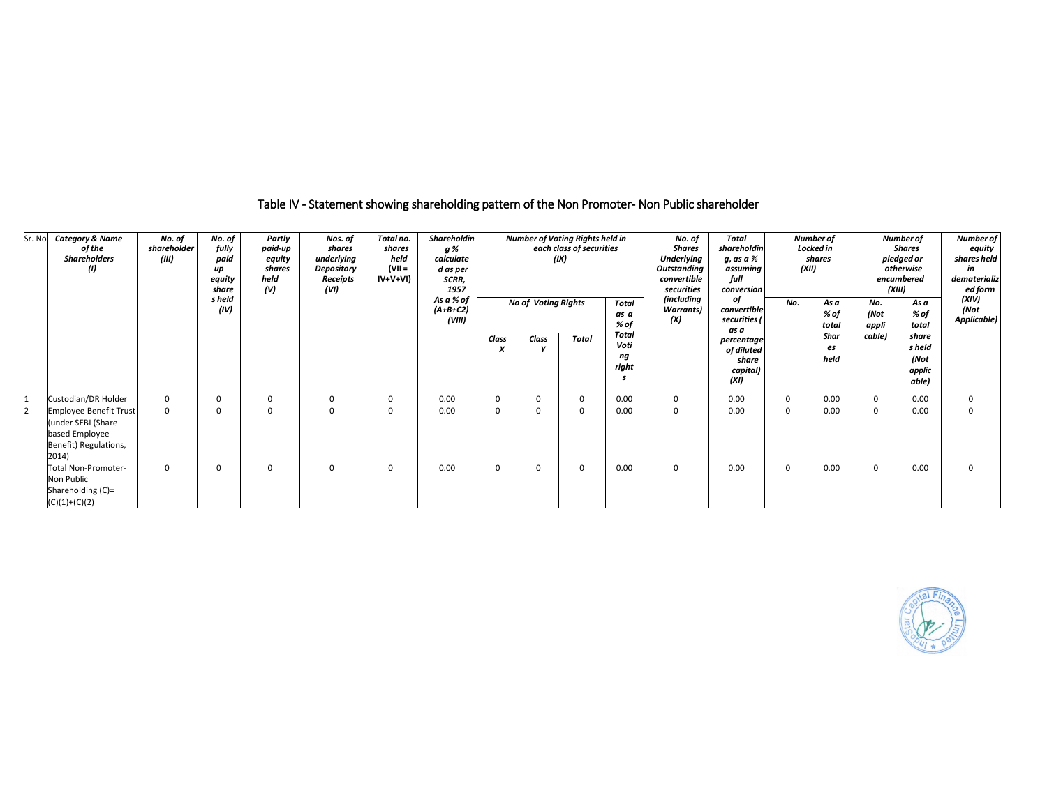## Table IV - Statement showing shareholding pattern of the Non Promoter- Non Public shareholder

| Sr. No | Category & Name of the Shareholders (I) | No. of shareholder (III) | No. of fully paid up equity shares held (IV) | Partly paid-up equity shares held (V) | Nos. of shares underlying Depository Receipts (VI) | Total no. shares held (VII = IV+V+VI) | Shareholding % calculated as per SCRR, 1957 As a % of (A+B+C2) (VIII) | Number of Voting Rights held in each class of securities (IX) | | | | No. of Shares Underlying Outstanding convertible securities (including Warrants) (X) | Total shareholding, as a % assuming full conversion of convertible securities ( as a percentage of diluted share capital) (XI) | Number of Locked in shares (XII) | | Number of Shares pledged or otherwise encumbered (XIII) | | Number of equity shares held in dematerialized form (XIV) (Not Applicable) |
|---|---|---|---|---|---|---|---|---|---|---|---|---|---|---|---|---|---|---|
| | | | | | | | | No of Voting Rights | | | Total as a % of Total Voting rights | | | No. | As a % of total Shares held | No. (Not applicable) | As a % of total shares held (Not applicable) | |
| | | | | | | | | Class X | Class Y | Total | | | | | | | | |
| 1 | Custodian/DR Holder | 0 | 0 | 0 | 0 | 0 | 0.00 | 0 | 0 | 0 | 0.00 | 0 | 0.00 | 0 | 0.00 | 0 | 0.00 | 0 |
| 2 | Employee Benefit Trust (under SEBI (Share based Employee Benefit) Regulations, 2014) | 0 | 0 | 0 | 0 | 0 | 0.00 | 0 | 0 | 0 | 0.00 | 0 | 0.00 | 0 | 0.00 | 0 | 0.00 | 0 |
| | Total Non-Promoter- Non Public Shareholding (C)= (C)(1)+(C)(2) | 0 | 0 | 0 | 0 | 0 | 0.00 | 0 | 0 | 0 | 0.00 | 0 | 0.00 | 0 | 0.00 | 0 | 0.00 | 0 |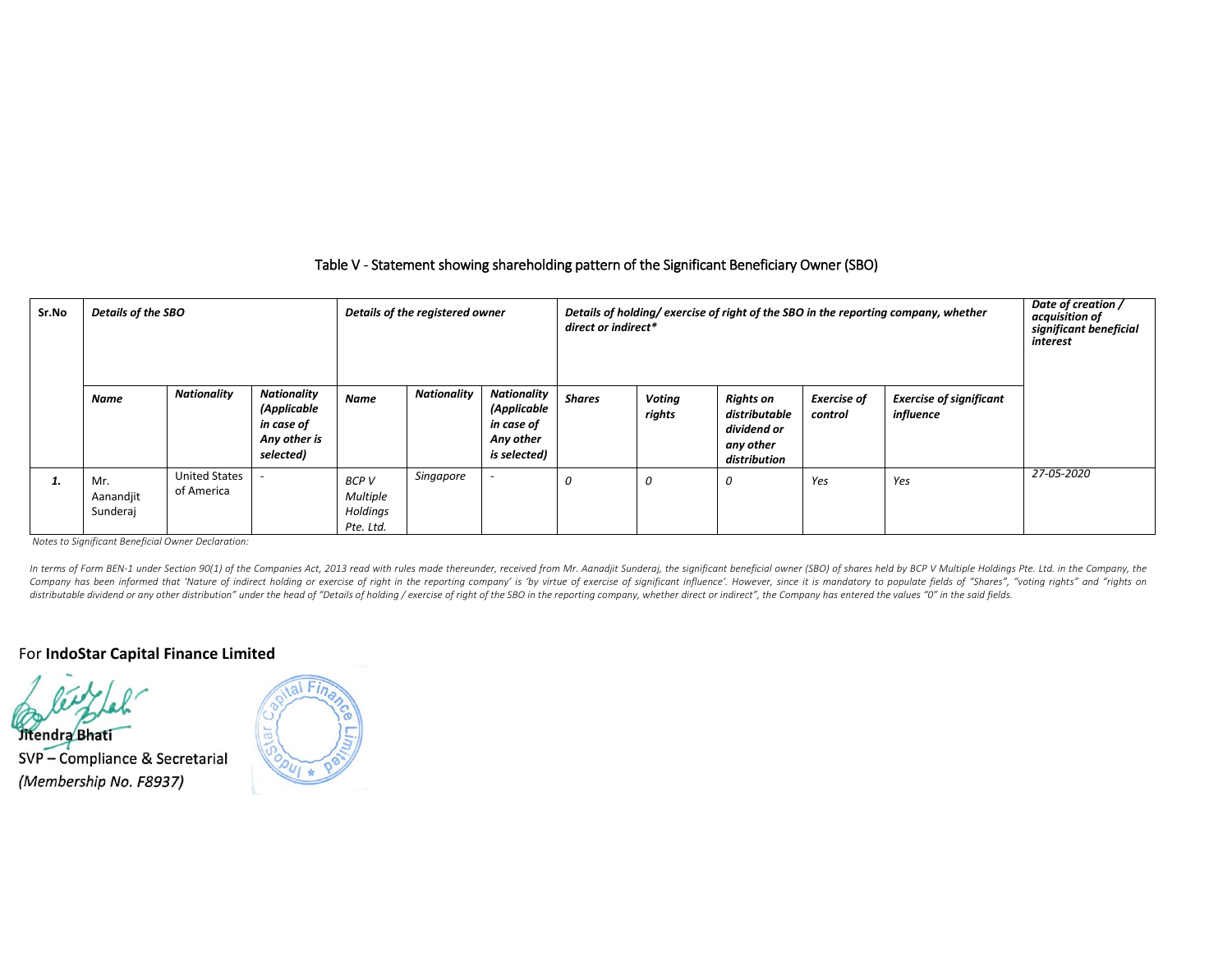## Table V - Statement showing shareholding pattern of the Significant Beneficiary Owner (SBO)

| Sr.No | ***Details of the SBO*** | | | ***Details of the registered owner*** | | | ***Details of holding/ exercise of right of the SBO in the reporting company, whether direct or indirect**** | | | | | ***Date of creation / acquisition of significant beneficial interest*** |
|---|---|---|---|---|---|---|---|---|---|---|---|---|
| | ***Name*** | ***Nationality*** | ***Nationality (Applicable in case of Any other is selected)*** | ***Name*** | ***Nationality*** | ***Nationality (Applicable in case of Any other is selected)*** | ***Shares*** | ***Voting rights*** | ***Rights on distributable dividend or any other distribution*** | ***Exercise of control*** | ***Exercise of significant influence*** | |
| ***1.*** | Mr. Aanandjit Sunderaj | United States of America | - | *BCP V Multiple Holdings Pte. Ltd.* | *Singapore* | - | *0* | *0* | *0* | *Yes* | *Yes* | *27-05-2020* |

*Notes to Significant Beneficial Owner Declaration:*

*In terms of Form BEN-1 under Section 90(1) of the Companies Act, 2013 read with rules made thereunder, received from Mr. Aanadjit Sunderaj, the significant beneficial owner (SBO) of shares held by BCP V Multiple Holdings Pte. Ltd. in the Company, the Company has been informed that 'Nature of indirect holding or exercise of right in the reporting company' is 'by virtue of exercise of significant influence'. However, since it is mandatory to populate fields of "Shares", "voting rights" and "rights on distributable dividend or any other distribution" under the head of "Details of holding / exercise of right of the SBO in the reporting company, whether direct or indirect", the Company has entered the values "0" in the said fields.*

For **IndoStar Capital Finance Limited**

**Jitendra Bhati**
SVP – Compliance & Secretarial
*(Membership No. F8937)*